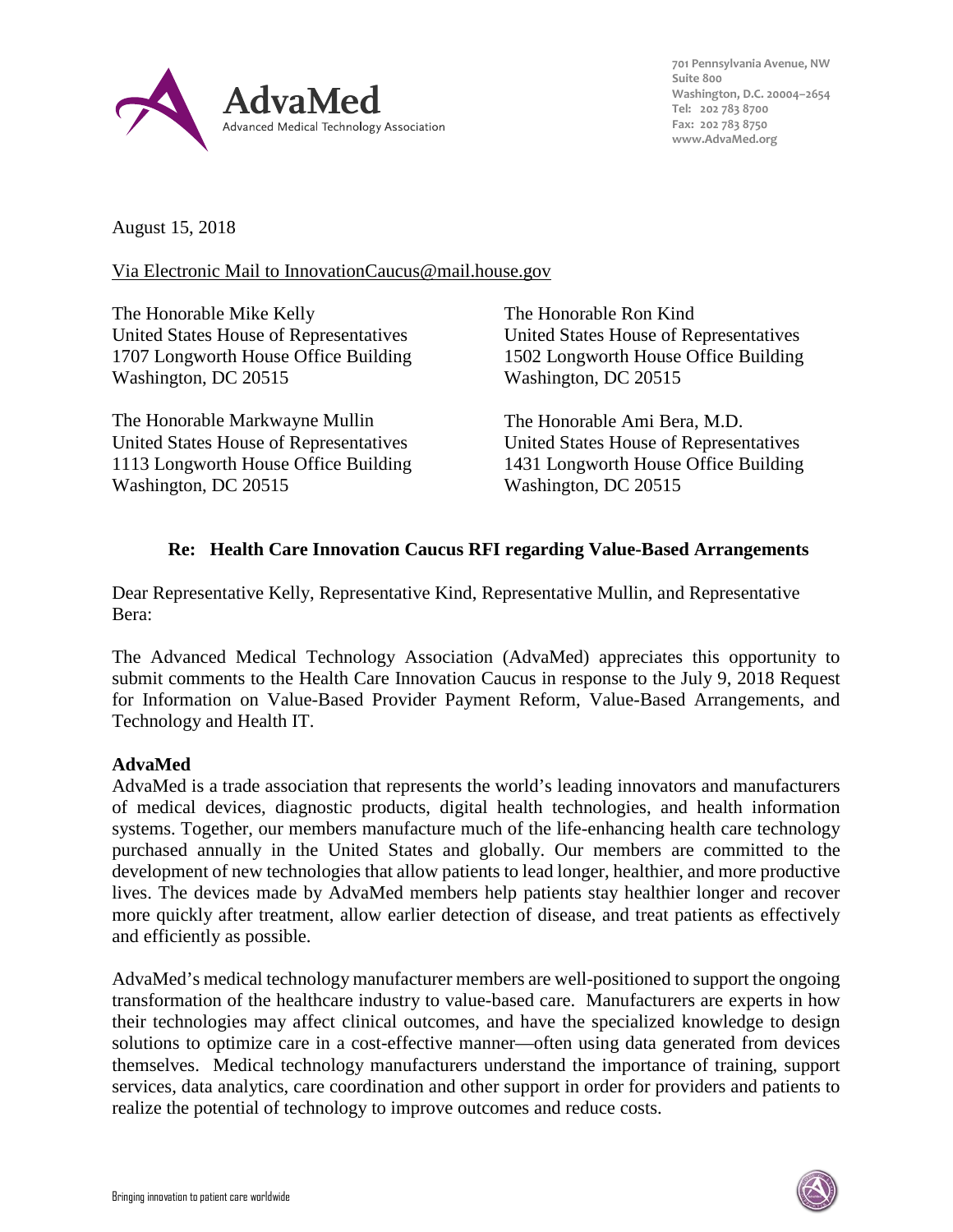AdvaMed
Advanced Medical Technology Association

701 Pennsylvania Avenue, NW
Suite 800
Washington, D.C. 20004–2654
Tel: 202 783 8700
Fax: 202 783 8750
www.AdvaMed.org

August 15, 2018

Via Electronic Mail to InnovationCaucus@mail.house.gov

The Honorable Mike Kelly
United States House of Representatives
1707 Longworth House Office Building
Washington, DC 20515

The Honorable Ron Kind
United States House of Representatives
1502 Longworth House Office Building
Washington, DC 20515

The Honorable Markwayne Mullin
United States House of Representatives
1113 Longworth House Office Building
Washington, DC 20515

The Honorable Ami Bera, M.D.
United States House of Representatives
1431 Longworth House Office Building
Washington, DC 20515

**Re: Health Care Innovation Caucus RFI regarding Value-Based Arrangements**

Dear Representative Kelly, Representative Kind, Representative Mullin, and Representative Bera:

The Advanced Medical Technology Association (AdvaMed) appreciates this opportunity to submit comments to the Health Care Innovation Caucus in response to the July 9, 2018 Request for Information on Value-Based Provider Payment Reform, Value-Based Arrangements, and Technology and Health IT.

**AdvaMed**

AdvaMed is a trade association that represents the world's leading innovators and manufacturers of medical devices, diagnostic products, digital health technologies, and health information systems. Together, our members manufacture much of the life-enhancing health care technology purchased annually in the United States and globally. Our members are committed to the development of new technologies that allow patients to lead longer, healthier, and more productive lives. The devices made by AdvaMed members help patients stay healthier longer and recover more quickly after treatment, allow earlier detection of disease, and treat patients as effectively and efficiently as possible.

AdvaMed's medical technology manufacturer members are well-positioned to support the ongoing transformation of the healthcare industry to value-based care. Manufacturers are experts in how their technologies may affect clinical outcomes, and have the specialized knowledge to design solutions to optimize care in a cost-effective manner—often using data generated from devices themselves. Medical technology manufacturers understand the importance of training, support services, data analytics, care coordination and other support in order for providers and patients to realize the potential of technology to improve outcomes and reduce costs.

Bringing innovation to patient care worldwide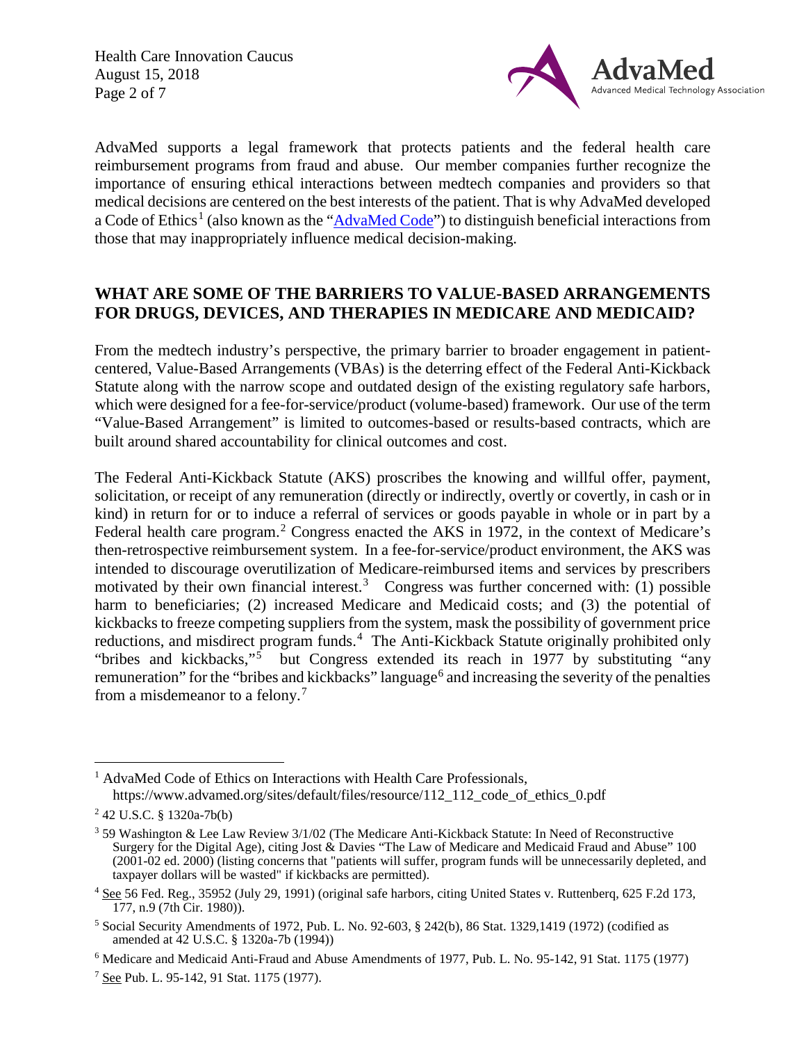AdvaMed supports a legal framework that protects patients and the federal health care reimbursement programs from fraud and abuse. Our member companies further recognize the importance of ensuring ethical interactions between medtech companies and providers so that medical decisions are centered on the best interests of the patient. That is why AdvaMed developed a Code of Ethics[1] (also known as the "AdvaMed Code") to distinguish beneficial interactions from those that may inappropriately influence medical decision-making.

## WHAT ARE SOME OF THE BARRIERS TO VALUE-BASED ARRANGEMENTS FOR DRUGS, DEVICES, AND THERAPIES IN MEDICARE AND MEDICAID?

From the medtech industry's perspective, the primary barrier to broader engagement in patient-centered, Value-Based Arrangements (VBAs) is the deterring effect of the Federal Anti-Kickback Statute along with the narrow scope and outdated design of the existing regulatory safe harbors, which were designed for a fee-for-service/product (volume-based) framework. Our use of the term "Value-Based Arrangement" is limited to outcomes-based or results-based contracts, which are built around shared accountability for clinical outcomes and cost.

The Federal Anti-Kickback Statute (AKS) proscribes the knowing and willful offer, payment, solicitation, or receipt of any remuneration (directly or indirectly, overtly or covertly, in cash or in kind) in return for or to induce a referral of services or goods payable in whole or in part by a Federal health care program.[2] Congress enacted the AKS in 1972, in the context of Medicare's then-retrospective reimbursement system. In a fee-for-service/product environment, the AKS was intended to discourage overutilization of Medicare-reimbursed items and services by prescribers motivated by their own financial interest.[3] Congress was further concerned with: (1) possible harm to beneficiaries; (2) increased Medicare and Medicaid costs; and (3) the potential of kickbacks to freeze competing suppliers from the system, mask the possibility of government price reductions, and misdirect program funds.[4] The Anti-Kickback Statute originally prohibited only "bribes and kickbacks,"[5] but Congress extended its reach in 1977 by substituting "any remuneration" for the "bribes and kickbacks" language[6] and increasing the severity of the penalties from a misdemeanor to a felony.[7]

---

[1] AdvaMed Code of Ethics on Interactions with Health Care Professionals, https://www.advamed.org/sites/default/files/resource/112_112_code_of_ethics_0.pdf

[2] 42 U.S.C. § 1320a-7b(b)

[3] 59 Washington & Lee Law Review 3/1/02 (The Medicare Anti-Kickback Statute: In Need of Reconstructive Surgery for the Digital Age), citing Jost & Davies "The Law of Medicare and Medicaid Fraud and Abuse" 100 (2001-02 ed. 2000) (listing concerns that "patients will suffer, program funds will be unnecessarily depleted, and taxpayer dollars will be wasted" if kickbacks are permitted).

[4] See 56 Fed. Reg., 35952 (July 29, 1991) (original safe harbors, citing United States v. Ruttenberq, 625 F.2d 173, 177, n.9 (7th Cir. 1980)).

[5] Social Security Amendments of 1972, Pub. L. No. 92-603, § 242(b), 86 Stat. 1329,1419 (1972) (codified as amended at 42 U.S.C. § 1320a-7b (1994))

[6] Medicare and Medicaid Anti-Fraud and Abuse Amendments of 1977, Pub. L. No. 95-142, 91 Stat. 1175 (1977)

[7] See Pub. L. 95-142, 91 Stat. 1175 (1977).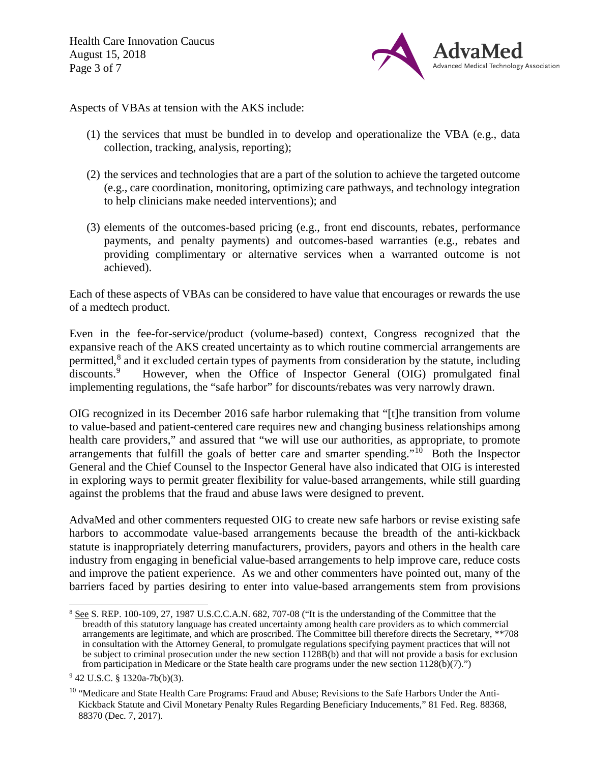Aspects of VBAs at tension with the AKS include:

(1) the services that must be bundled in to develop and operationalize the VBA (e.g., data collection, tracking, analysis, reporting);

(2) the services and technologies that are a part of the solution to achieve the targeted outcome (e.g., care coordination, monitoring, optimizing care pathways, and technology integration to help clinicians make needed interventions); and

(3) elements of the outcomes-based pricing (e.g., front end discounts, rebates, performance payments, and penalty payments) and outcomes-based warranties (e.g., rebates and providing complimentary or alternative services when a warranted outcome is not achieved).

Each of these aspects of VBAs can be considered to have value that encourages or rewards the use of a medtech product.

Even in the fee-for-service/product (volume-based) context, Congress recognized that the expansive reach of the AKS created uncertainty as to which routine commercial arrangements are permitted,[8] and it excluded certain types of payments from consideration by the statute, including discounts.[9] However, when the Office of Inspector General (OIG) promulgated final implementing regulations, the "safe harbor" for discounts/rebates was very narrowly drawn.

OIG recognized in its December 2016 safe harbor rulemaking that "[t]he transition from volume to value-based and patient-centered care requires new and changing business relationships among health care providers," and assured that "we will use our authorities, as appropriate, to promote arrangements that fulfill the goals of better care and smarter spending."[10] Both the Inspector General and the Chief Counsel to the Inspector General have also indicated that OIG is interested in exploring ways to permit greater flexibility for value-based arrangements, while still guarding against the problems that the fraud and abuse laws were designed to prevent.

AdvaMed and other commenters requested OIG to create new safe harbors or revise existing safe harbors to accommodate value-based arrangements because the breadth of the anti-kickback statute is inappropriately deterring manufacturers, providers, payors and others in the health care industry from engaging in beneficial value-based arrangements to help improve care, reduce costs and improve the patient experience. As we and other commenters have pointed out, many of the barriers faced by parties desiring to enter into value-based arrangements stem from provisions

---

[8] See S. REP. 100-109, 27, 1987 U.S.C.C.A.N. 682, 707-08 ("It is the understanding of the Committee that the breadth of this statutory language has created uncertainty among health care providers as to which commercial arrangements are legitimate, and which are proscribed. The Committee bill therefore directs the Secretary, **708 in consultation with the Attorney General, to promulgate regulations specifying payment practices that will not be subject to criminal prosecution under the new section 1128B(b) and that will not provide a basis for exclusion from participation in Medicare or the State health care programs under the new section 1128(b)(7).")

[9] 42 U.S.C. § 1320a-7b(b)(3).

[10] "Medicare and State Health Care Programs: Fraud and Abuse; Revisions to the Safe Harbors Under the Anti-Kickback Statute and Civil Monetary Penalty Rules Regarding Beneficiary Inducements," 81 Fed. Reg. 88368, 88370 (Dec. 7, 2017).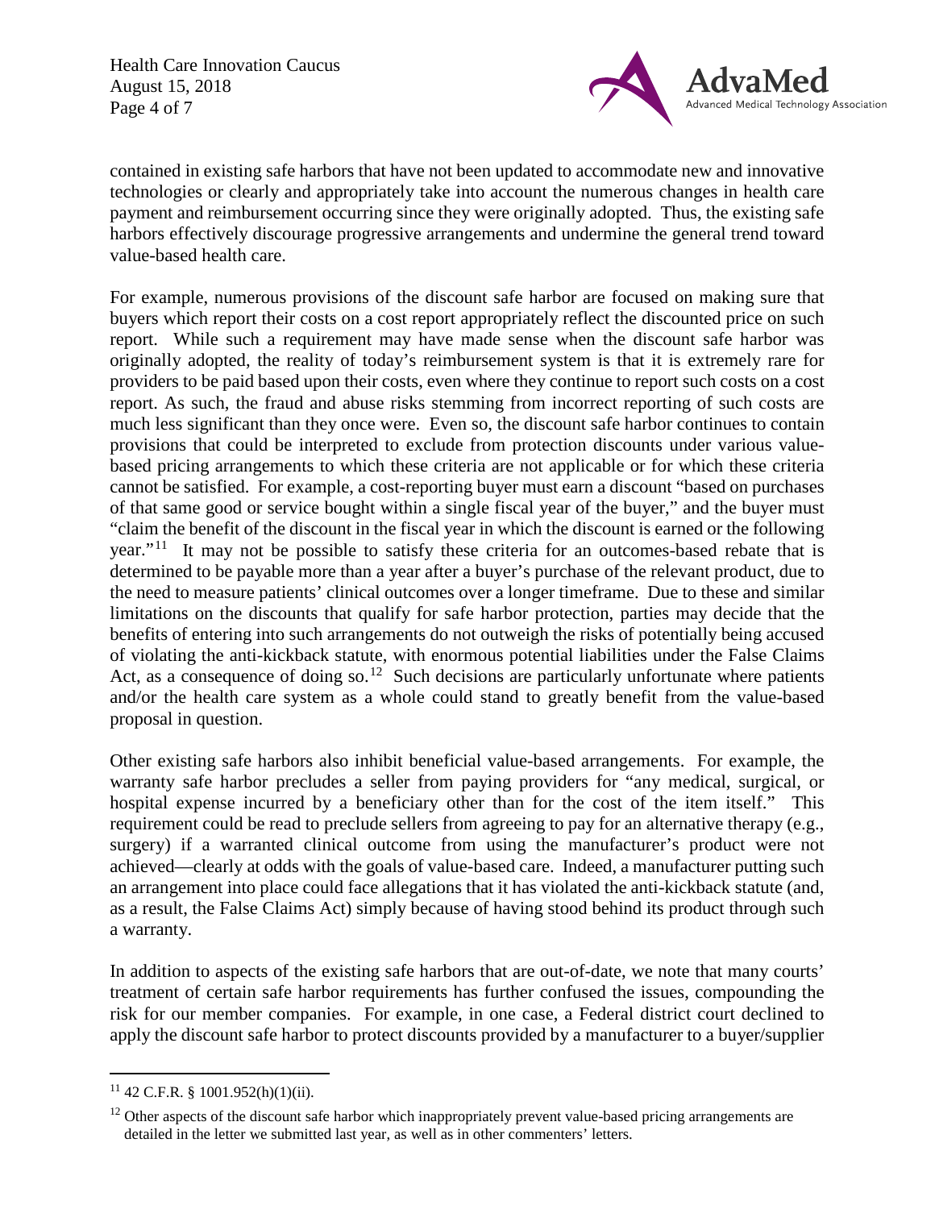contained in existing safe harbors that have not been updated to accommodate new and innovative technologies or clearly and appropriately take into account the numerous changes in health care payment and reimbursement occurring since they were originally adopted. Thus, the existing safe harbors effectively discourage progressive arrangements and undermine the general trend toward value-based health care.

For example, numerous provisions of the discount safe harbor are focused on making sure that buyers which report their costs on a cost report appropriately reflect the discounted price on such report. While such a requirement may have made sense when the discount safe harbor was originally adopted, the reality of today's reimbursement system is that it is extremely rare for providers to be paid based upon their costs, even where they continue to report such costs on a cost report. As such, the fraud and abuse risks stemming from incorrect reporting of such costs are much less significant than they once were. Even so, the discount safe harbor continues to contain provisions that could be interpreted to exclude from protection discounts under various value-based pricing arrangements to which these criteria are not applicable or for which these criteria cannot be satisfied. For example, a cost-reporting buyer must earn a discount "based on purchases of that same good or service bought within a single fiscal year of the buyer," and the buyer must "claim the benefit of the discount in the fiscal year in which the discount is earned or the following year."[11] It may not be possible to satisfy these criteria for an outcomes-based rebate that is determined to be payable more than a year after a buyer's purchase of the relevant product, due to the need to measure patients' clinical outcomes over a longer timeframe. Due to these and similar limitations on the discounts that qualify for safe harbor protection, parties may decide that the benefits of entering into such arrangements do not outweigh the risks of potentially being accused of violating the anti-kickback statute, with enormous potential liabilities under the False Claims Act, as a consequence of doing so.[12] Such decisions are particularly unfortunate where patients and/or the health care system as a whole could stand to greatly benefit from the value-based proposal in question.

Other existing safe harbors also inhibit beneficial value-based arrangements. For example, the warranty safe harbor precludes a seller from paying providers for "any medical, surgical, or hospital expense incurred by a beneficiary other than for the cost of the item itself." This requirement could be read to preclude sellers from agreeing to pay for an alternative therapy (e.g., surgery) if a warranted clinical outcome from using the manufacturer's product were not achieved—clearly at odds with the goals of value-based care. Indeed, a manufacturer putting such an arrangement into place could face allegations that it has violated the anti-kickback statute (and, as a result, the False Claims Act) simply because of having stood behind its product through such a warranty.

In addition to aspects of the existing safe harbors that are out-of-date, we note that many courts' treatment of certain safe harbor requirements has further confused the issues, compounding the risk for our member companies. For example, in one case, a Federal district court declined to apply the discount safe harbor to protect discounts provided by a manufacturer to a buyer/supplier

---

[11] 42 C.F.R. § 1001.952(h)(1)(ii).

[12] Other aspects of the discount safe harbor which inappropriately prevent value-based pricing arrangements are detailed in the letter we submitted last year, as well as in other commenters' letters.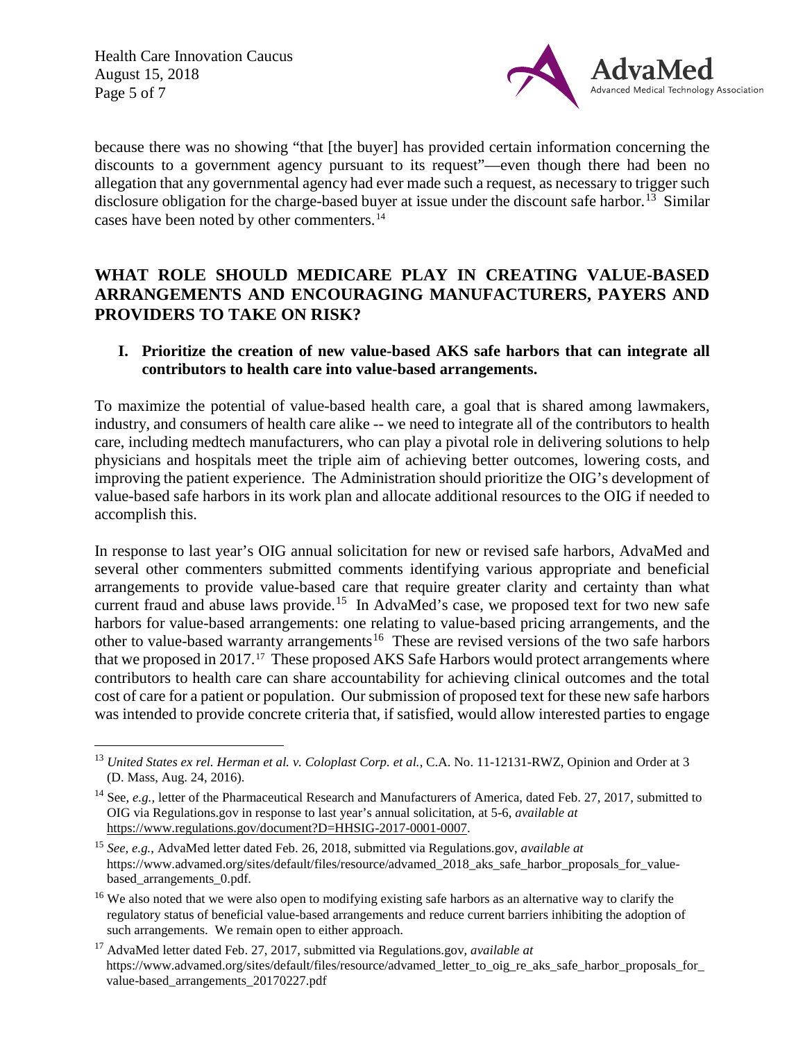because there was no showing "that [the buyer] has provided certain information concerning the discounts to a government agency pursuant to its request"—even though there had been no allegation that any governmental agency had ever made such a request, as necessary to trigger such disclosure obligation for the charge-based buyer at issue under the discount safe harbor.[13] Similar cases have been noted by other commenters.[14]

## WHAT ROLE SHOULD MEDICARE PLAY IN CREATING VALUE-BASED ARRANGEMENTS AND ENCOURAGING MANUFACTURERS, PAYERS AND PROVIDERS TO TAKE ON RISK?

### I. Prioritize the creation of new value-based AKS safe harbors that can integrate all contributors to health care into value-based arrangements.

To maximize the potential of value-based health care, a goal that is shared among lawmakers, industry, and consumers of health care alike -- we need to integrate all of the contributors to health care, including medtech manufacturers, who can play a pivotal role in delivering solutions to help physicians and hospitals meet the triple aim of achieving better outcomes, lowering costs, and improving the patient experience. The Administration should prioritize the OIG's development of value-based safe harbors in its work plan and allocate additional resources to the OIG if needed to accomplish this.

In response to last year's OIG annual solicitation for new or revised safe harbors, AdvaMed and several other commenters submitted comments identifying various appropriate and beneficial arrangements to provide value-based care that require greater clarity and certainty than what current fraud and abuse laws provide.[15] In AdvaMed's case, we proposed text for two new safe harbors for value-based arrangements: one relating to value-based pricing arrangements, and the other to value-based warranty arrangements[16] These are revised versions of the two safe harbors that we proposed in 2017.[17] These proposed AKS Safe Harbors would protect arrangements where contributors to health care can share accountability for achieving clinical outcomes and the total cost of care for a patient or population. Our submission of proposed text for these new safe harbors was intended to provide concrete criteria that, if satisfied, would allow interested parties to engage

---

[13] *United States ex rel. Herman et al. v. Coloplast Corp. et al.*, C.A. No. 11-12131-RWZ, Opinion and Order at 3 (D. Mass, Aug. 24, 2016).

[14] See, *e.g.*, letter of the Pharmaceutical Research and Manufacturers of America, dated Feb. 27, 2017, submitted to OIG via Regulations.gov in response to last year's annual solicitation, at 5-6, *available at* https://www.regulations.gov/document?D=HHSIG-2017-0001-0007.

[15] *See, e.g.*, AdvaMed letter dated Feb. 26, 2018, submitted via Regulations.gov, *available at* https://www.advamed.org/sites/default/files/resource/advamed_2018_aks_safe_harbor_proposals_for_value-based_arrangements_0.pdf.

[16] We also noted that we were also open to modifying existing safe harbors as an alternative way to clarify the regulatory status of beneficial value-based arrangements and reduce current barriers inhibiting the adoption of such arrangements. We remain open to either approach.

[17] AdvaMed letter dated Feb. 27, 2017, submitted via Regulations.gov, *available at* https://www.advamed.org/sites/default/files/resource/advamed_letter_to_oig_re_aks_safe_harbor_proposals_for_value-based_arrangements_20170227.pdf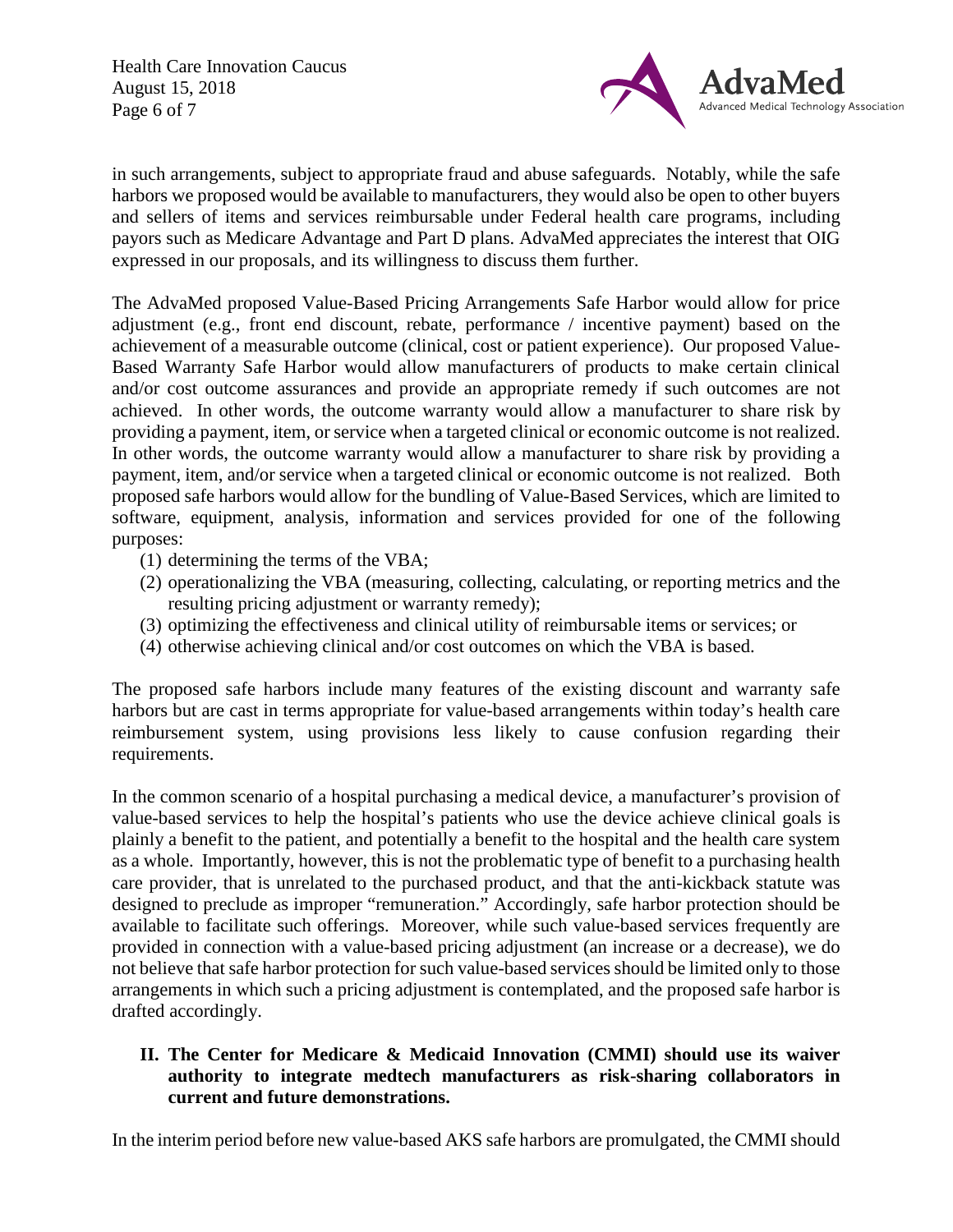in such arrangements, subject to appropriate fraud and abuse safeguards. Notably, while the safe harbors we proposed would be available to manufacturers, they would also be open to other buyers and sellers of items and services reimbursable under Federal health care programs, including payors such as Medicare Advantage and Part D plans. AdvaMed appreciates the interest that OIG expressed in our proposals, and its willingness to discuss them further.

The AdvaMed proposed Value-Based Pricing Arrangements Safe Harbor would allow for price adjustment (e.g., front end discount, rebate, performance / incentive payment) based on the achievement of a measurable outcome (clinical, cost or patient experience). Our proposed Value-Based Warranty Safe Harbor would allow manufacturers of products to make certain clinical and/or cost outcome assurances and provide an appropriate remedy if such outcomes are not achieved. In other words, the outcome warranty would allow a manufacturer to share risk by providing a payment, item, or service when a targeted clinical or economic outcome is not realized. In other words, the outcome warranty would allow a manufacturer to share risk by providing a payment, item, and/or service when a targeted clinical or economic outcome is not realized. Both proposed safe harbors would allow for the bundling of Value-Based Services, which are limited to software, equipment, analysis, information and services provided for one of the following purposes:

(1) determining the terms of the VBA;
(2) operationalizing the VBA (measuring, collecting, calculating, or reporting metrics and the resulting pricing adjustment or warranty remedy);
(3) optimizing the effectiveness and clinical utility of reimbursable items or services; or
(4) otherwise achieving clinical and/or cost outcomes on which the VBA is based.

The proposed safe harbors include many features of the existing discount and warranty safe harbors but are cast in terms appropriate for value-based arrangements within today's health care reimbursement system, using provisions less likely to cause confusion regarding their requirements.

In the common scenario of a hospital purchasing a medical device, a manufacturer's provision of value-based services to help the hospital's patients who use the device achieve clinical goals is plainly a benefit to the patient, and potentially a benefit to the hospital and the health care system as a whole. Importantly, however, this is not the problematic type of benefit to a purchasing health care provider, that is unrelated to the purchased product, and that the anti-kickback statute was designed to preclude as improper "remuneration." Accordingly, safe harbor protection should be available to facilitate such offerings. Moreover, while such value-based services frequently are provided in connection with a value-based pricing adjustment (an increase or a decrease), we do not believe that safe harbor protection for such value-based services should be limited only to those arrangements in which such a pricing adjustment is contemplated, and the proposed safe harbor is drafted accordingly.

## II. The Center for Medicare & Medicaid Innovation (CMMI) should use its waiver authority to integrate medtech manufacturers as risk-sharing collaborators in current and future demonstrations.

In the interim period before new value-based AKS safe harbors are promulgated, the CMMI should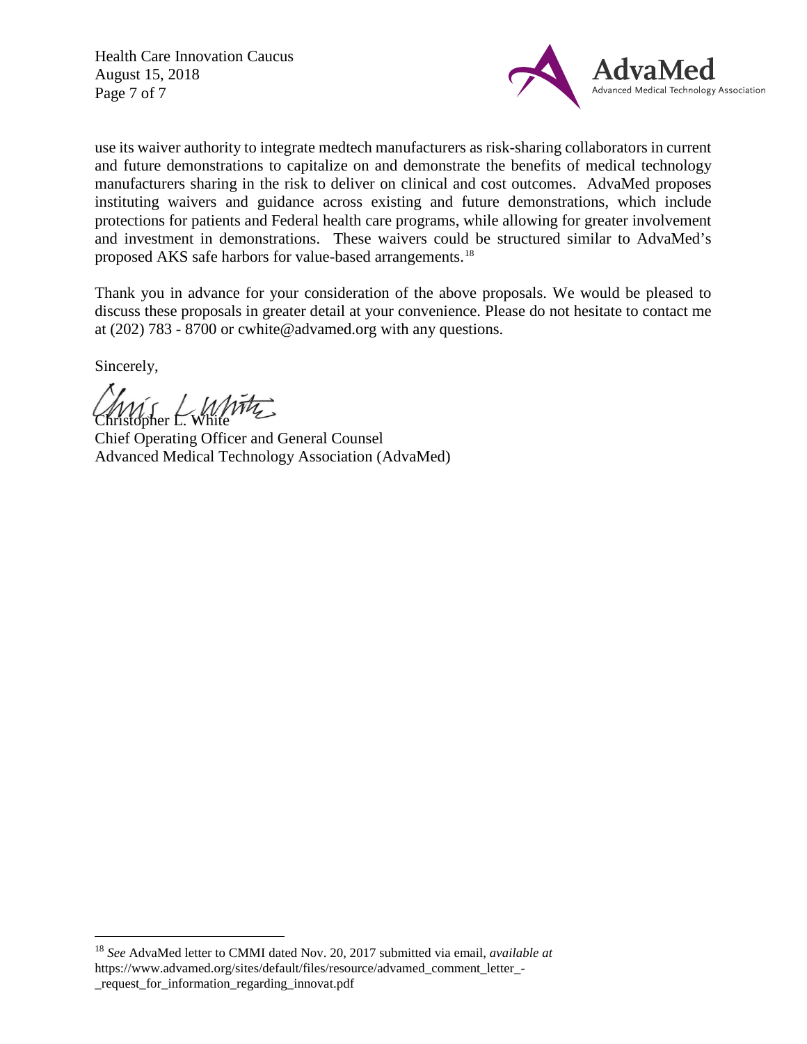use its waiver authority to integrate medtech manufacturers as risk-sharing collaborators in current and future demonstrations to capitalize on and demonstrate the benefits of medical technology manufacturers sharing in the risk to deliver on clinical and cost outcomes. AdvaMed proposes instituting waivers and guidance across existing and future demonstrations, which include protections for patients and Federal health care programs, while allowing for greater involvement and investment in demonstrations. These waivers could be structured similar to AdvaMed's proposed AKS safe harbors for value-based arrangements.[18]

Thank you in advance for your consideration of the above proposals. We would be pleased to discuss these proposals in greater detail at your convenience. Please do not hesitate to contact me at (202) 783 - 8700 or cwhite@advamed.org with any questions.

Sincerely,

Christopher L. White
Chief Operating Officer and General Counsel
Advanced Medical Technology Association (AdvaMed)

---

[18] *See* AdvaMed letter to CMMI dated Nov. 20, 2017 submitted via email, *available at* https://www.advamed.org/sites/default/files/resource/advamed_comment_letter_-_request_for_information_regarding_innovat.pdf